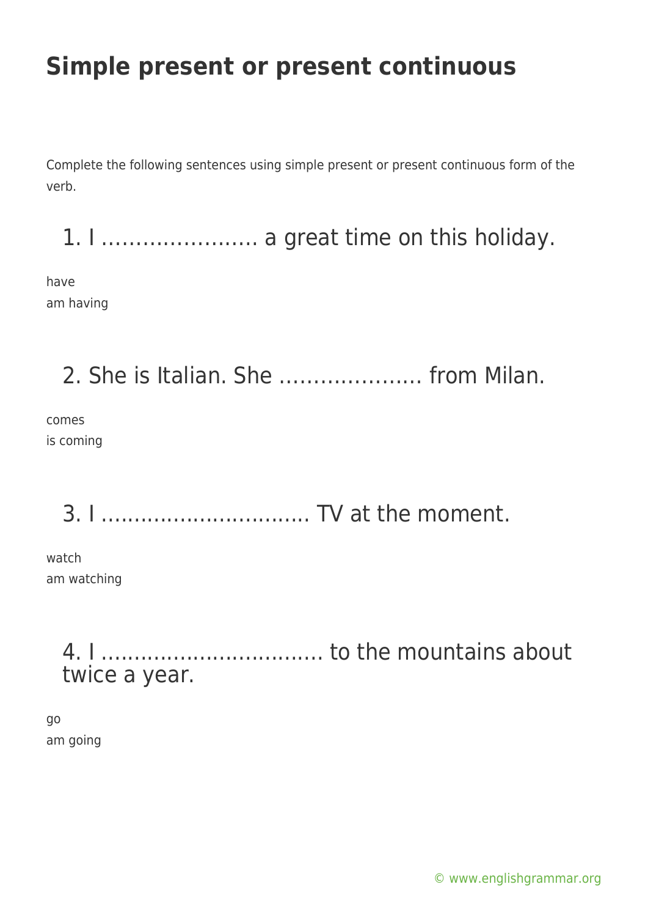# Simple present or present continuous

Complete the following sentences using simple present or present continuous form of the verb.

## 1. I ………………….. a great time on this holiday.

have
am having

## 2. She is Italian. She ………………… from Milan.

comes
is coming

## 3. I ………………………….. TV at the moment.

watch
am watching

## 4. I ……………………………. to the mountains about twice a year.

go
am going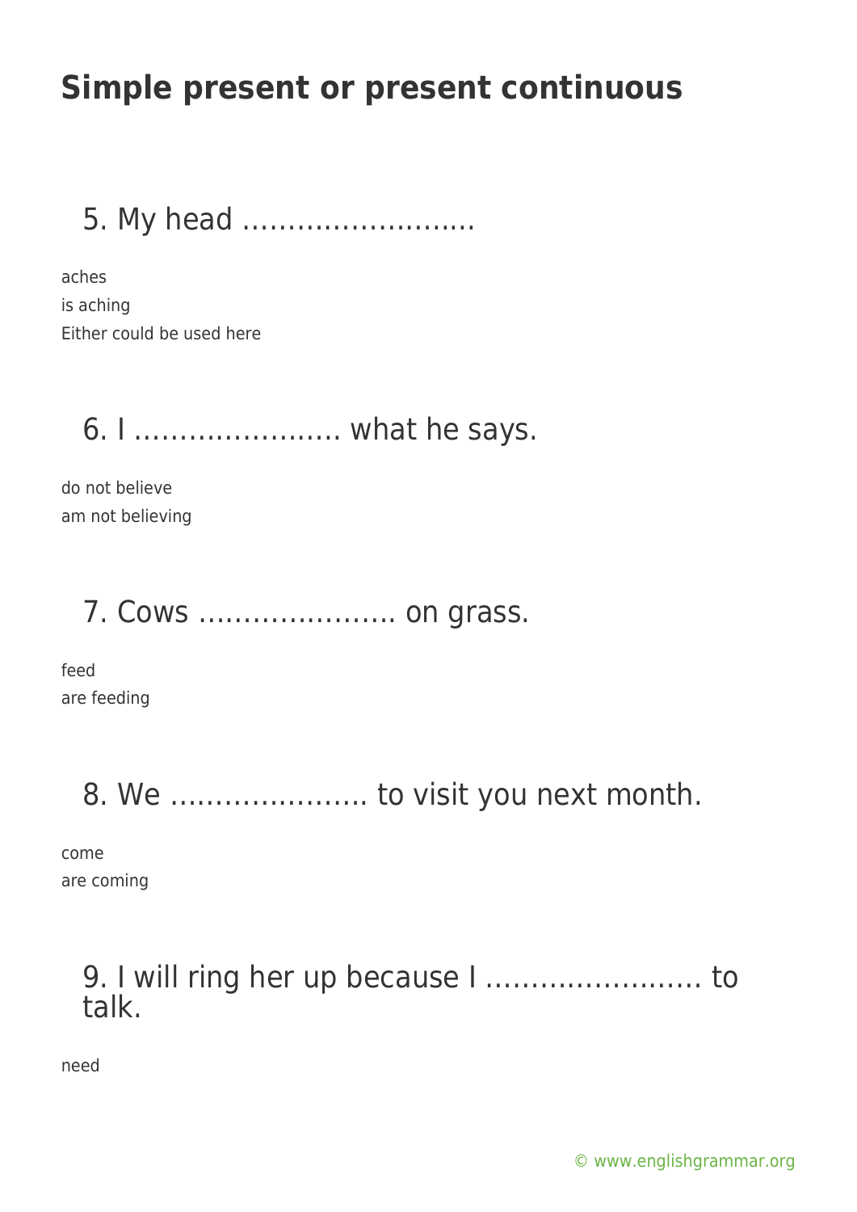# Simple present or present continuous

## 5. My head ……………………..

aches
is aching
Either could be used here

## 6. I ………………….. what he says.

do not believe
am not believing

## 7. Cows …………………. on grass.

feed
are feeding

## 8. We …………………. to visit you next month.

come
are coming

## 9. I will ring her up because I …………………… to talk.

need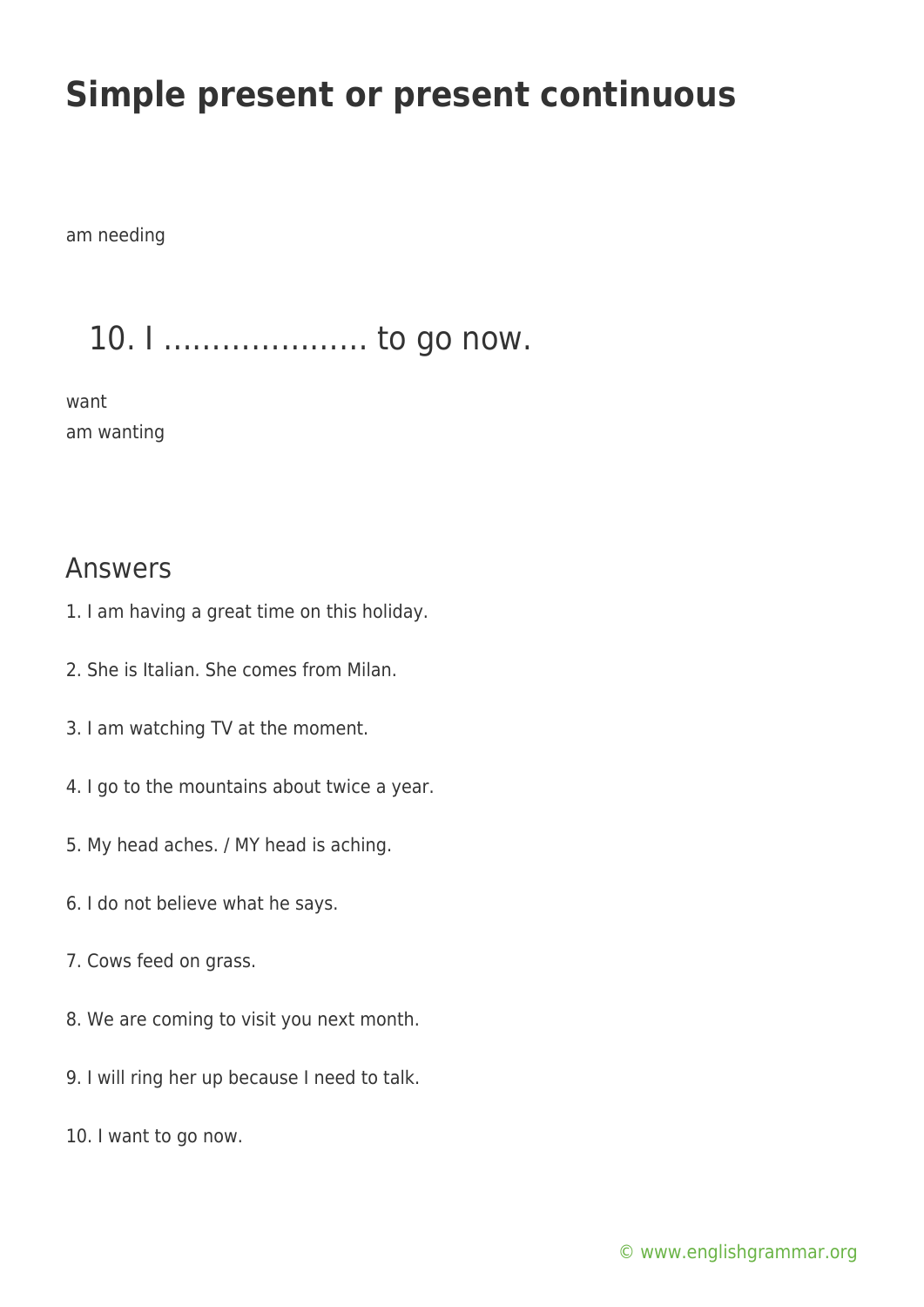# Simple present or present continuous

am needing

## 10. I ………………… to go now.

want
am wanting

## Answers

1. I am having a great time on this holiday.

2. She is Italian. She comes from Milan.

3. I am watching TV at the moment.

4. I go to the mountains about twice a year.

5. My head aches. / MY head is aching.

6. I do not believe what he says.

7. Cows feed on grass.

8. We are coming to visit you next month.

9. I will ring her up because I need to talk.

10. I want to go now.

© www.englishgrammar.org